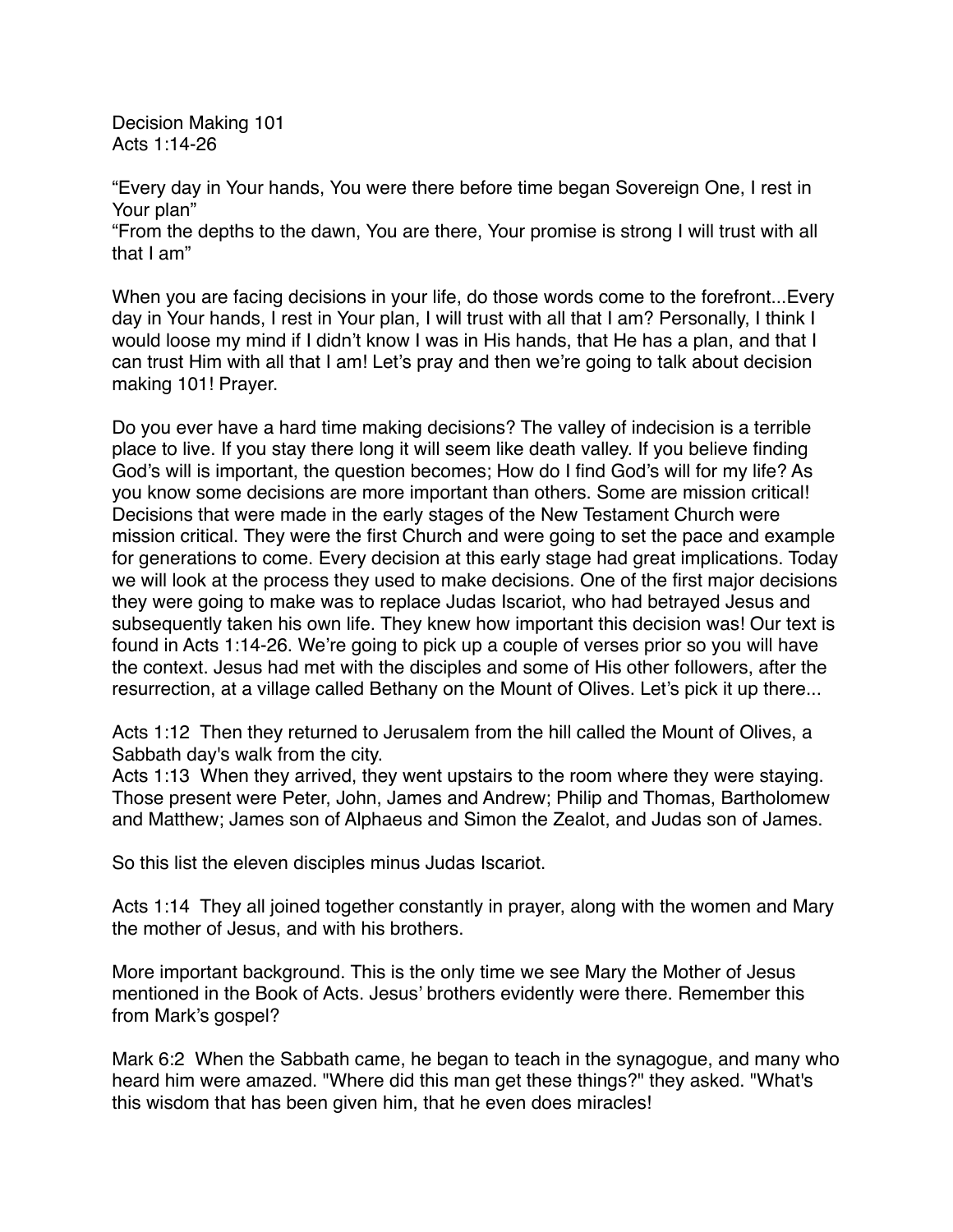Decision Making 101
Acts 1:14-26

“Every day in Your hands, You were there before time began Sovereign One, I rest in Your plan”
“From the depths to the dawn, You are there, Your promise is strong I will trust with all that I am”

When you are facing decisions in your life, do those words come to the forefront...Every day in Your hands, I rest in Your plan, I will trust with all that I am? Personally, I think I would loose my mind if I didn’t know I was in His hands, that He has a plan, and that I can trust Him with all that I am! Let’s pray and then we’re going to talk about decision making 101! Prayer.

Do you ever have a hard time making decisions? The valley of indecision is a terrible place to live. If you stay there long it will seem like death valley. If you believe finding God’s will is important, the question becomes; How do I find God’s will for my life? As you know some decisions are more important than others. Some are mission critical! Decisions that were made in the early stages of the New Testament Church were mission critical. They were the first Church and were going to set the pace and example for generations to come. Every decision at this early stage had great implications. Today we will look at the process they used to make decisions. One of the first major decisions they were going to make was to replace Judas Iscariot, who had betrayed Jesus and subsequently taken his own life. They knew how important this decision was! Our text is found in Acts 1:14-26. We’re going to pick up a couple of verses prior so you will have the context. Jesus had met with the disciples and some of His other followers, after the resurrection, at a village called Bethany on the Mount of Olives. Let’s pick it up there...

Acts 1:12 Then they returned to Jerusalem from the hill called the Mount of Olives, a Sabbath day's walk from the city.
Acts 1:13 When they arrived, they went upstairs to the room where they were staying. Those present were Peter, John, James and Andrew; Philip and Thomas, Bartholomew and Matthew; James son of Alphaeus and Simon the Zealot, and Judas son of James.

So this list the eleven disciples minus Judas Iscariot.

Acts 1:14 They all joined together constantly in prayer, along with the women and Mary the mother of Jesus, and with his brothers.

More important background. This is the only time we see Mary the Mother of Jesus mentioned in the Book of Acts. Jesus’ brothers evidently were there. Remember this from Mark’s gospel?

Mark 6:2 When the Sabbath came, he began to teach in the synagogue, and many who heard him were amazed. "Where did this man get these things?" they asked. "What's this wisdom that has been given him, that he even does miracles!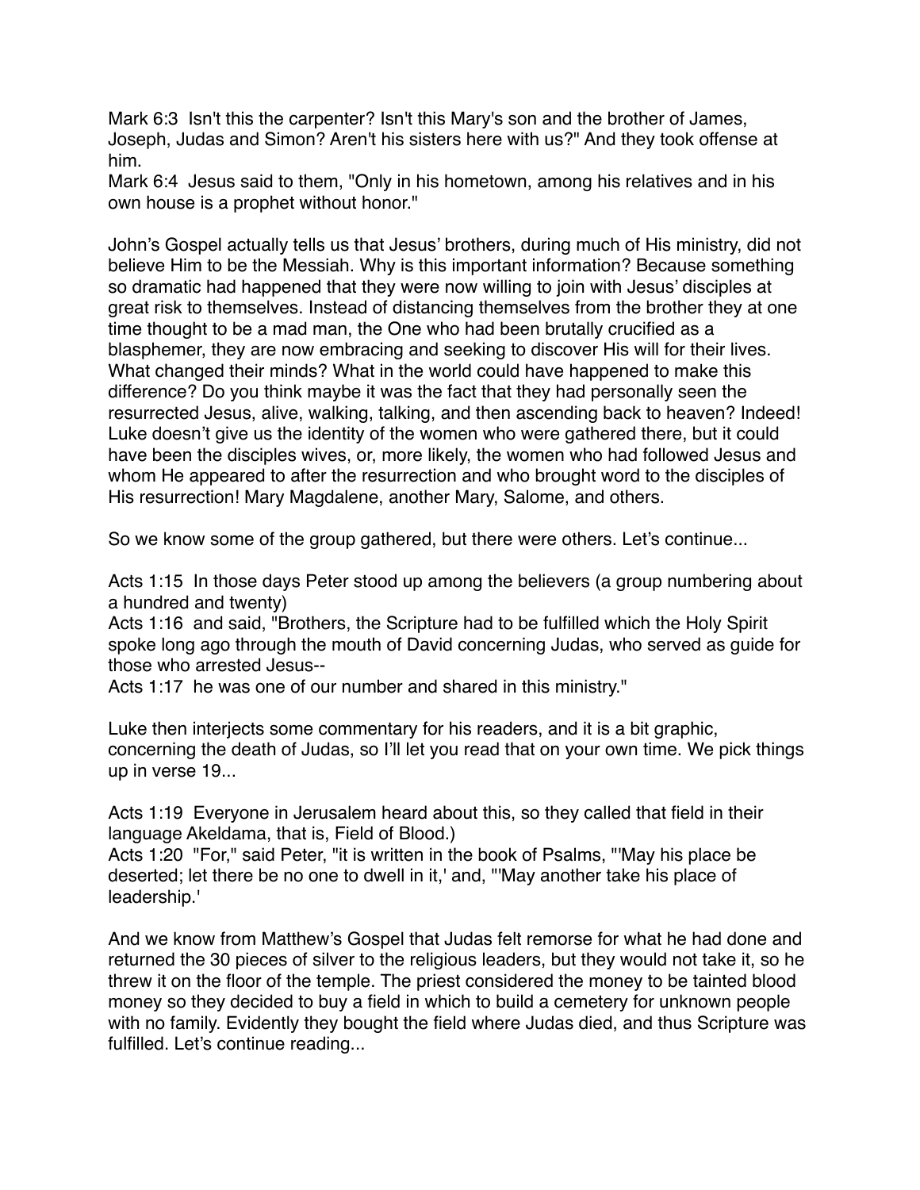Mark 6:3  Isn't this the carpenter? Isn't this Mary's son and the brother of James, Joseph, Judas and Simon? Aren't his sisters here with us?" And they took offense at him.
Mark 6:4  Jesus said to them, "Only in his hometown, among his relatives and in his own house is a prophet without honor."

John's Gospel actually tells us that Jesus' brothers, during much of His ministry, did not believe Him to be the Messiah. Why is this important information? Because something so dramatic had happened that they were now willing to join with Jesus' disciples at great risk to themselves. Instead of distancing themselves from the brother they at one time thought to be a mad man, the One who had been brutally crucified as a blasphemer, they are now embracing and seeking to discover His will for their lives. What changed their minds? What in the world could have happened to make this difference? Do you think maybe it was the fact that they had personally seen the resurrected Jesus, alive, walking, talking, and then ascending back to heaven? Indeed! Luke doesn't give us the identity of the women who were gathered there, but it could have been the disciples wives, or, more likely, the women who had followed Jesus and whom He appeared to after the resurrection and who brought word to the disciples of His resurrection! Mary Magdalene, another Mary, Salome, and others.

So we know some of the group gathered, but there were others. Let's continue...

Acts 1:15  In those days Peter stood up among the believers (a group numbering about a hundred and twenty)
Acts 1:16  and said, "Brothers, the Scripture had to be fulfilled which the Holy Spirit spoke long ago through the mouth of David concerning Judas, who served as guide for those who arrested Jesus--
Acts 1:17  he was one of our number and shared in this ministry."

Luke then interjects some commentary for his readers, and it is a bit graphic, concerning the death of Judas, so I'll let you read that on your own time. We pick things up in verse 19...

Acts 1:19  Everyone in Jerusalem heard about this, so they called that field in their language Akeldama, that is, Field of Blood.)
Acts 1:20  "For," said Peter, "it is written in the book of Psalms, "'May his place be deserted; let there be no one to dwell in it,' and, "'May another take his place of leadership.'

And we know from Matthew's Gospel that Judas felt remorse for what he had done and returned the 30 pieces of silver to the religious leaders, but they would not take it, so he threw it on the floor of the temple. The priest considered the money to be tainted blood money so they decided to buy a field in which to build a cemetery for unknown people with no family. Evidently they bought the field where Judas died, and thus Scripture was fulfilled. Let's continue reading...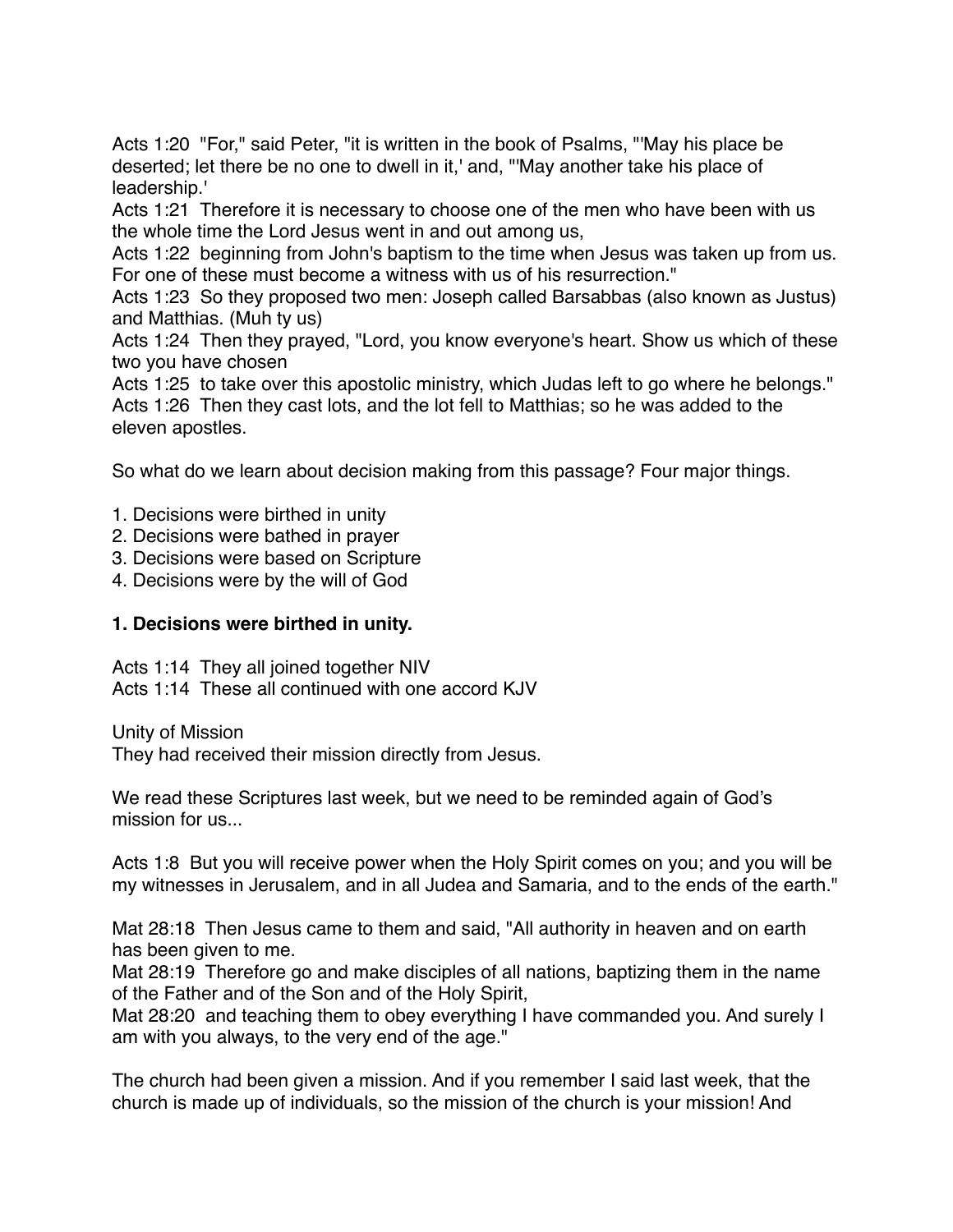Acts 1:20  "For," said Peter, "it is written in the book of Psalms, "'May his place be deserted; let there be no one to dwell in it,' and, "'May another take his place of leadership.'

Acts 1:21  Therefore it is necessary to choose one of the men who have been with us the whole time the Lord Jesus went in and out among us,

Acts 1:22  beginning from John's baptism to the time when Jesus was taken up from us. For one of these must become a witness with us of his resurrection."

Acts 1:23  So they proposed two men: Joseph called Barsabbas (also known as Justus) and Matthias. (Muh ty us)

Acts 1:24  Then they prayed, "Lord, you know everyone's heart. Show us which of these two you have chosen

Acts 1:25  to take over this apostolic ministry, which Judas left to go where he belongs."

Acts 1:26  Then they cast lots, and the lot fell to Matthias; so he was added to the eleven apostles.

So what do we learn about decision making from this passage? Four major things.

1. Decisions were birthed in unity
2. Decisions were bathed in prayer
3. Decisions were based on Scripture
4. Decisions were by the will of God

**1. Decisions were birthed in unity.**

Acts 1:14  They all joined together NIV

Acts 1:14  These all continued with one accord KJV

Unity of Mission

They had received their mission directly from Jesus.

We read these Scriptures last week, but we need to be reminded again of God's mission for us...

Acts 1:8  But you will receive power when the Holy Spirit comes on you; and you will be my witnesses in Jerusalem, and in all Judea and Samaria, and to the ends of the earth."

Mat 28:18  Then Jesus came to them and said, "All authority in heaven and on earth has been given to me.

Mat 28:19  Therefore go and make disciples of all nations, baptizing them in the name of the Father and of the Son and of the Holy Spirit,

Mat 28:20  and teaching them to obey everything I have commanded you. And surely I am with you always, to the very end of the age."

The church had been given a mission. And if you remember I said last week, that the church is made up of individuals, so the mission of the church is your mission! And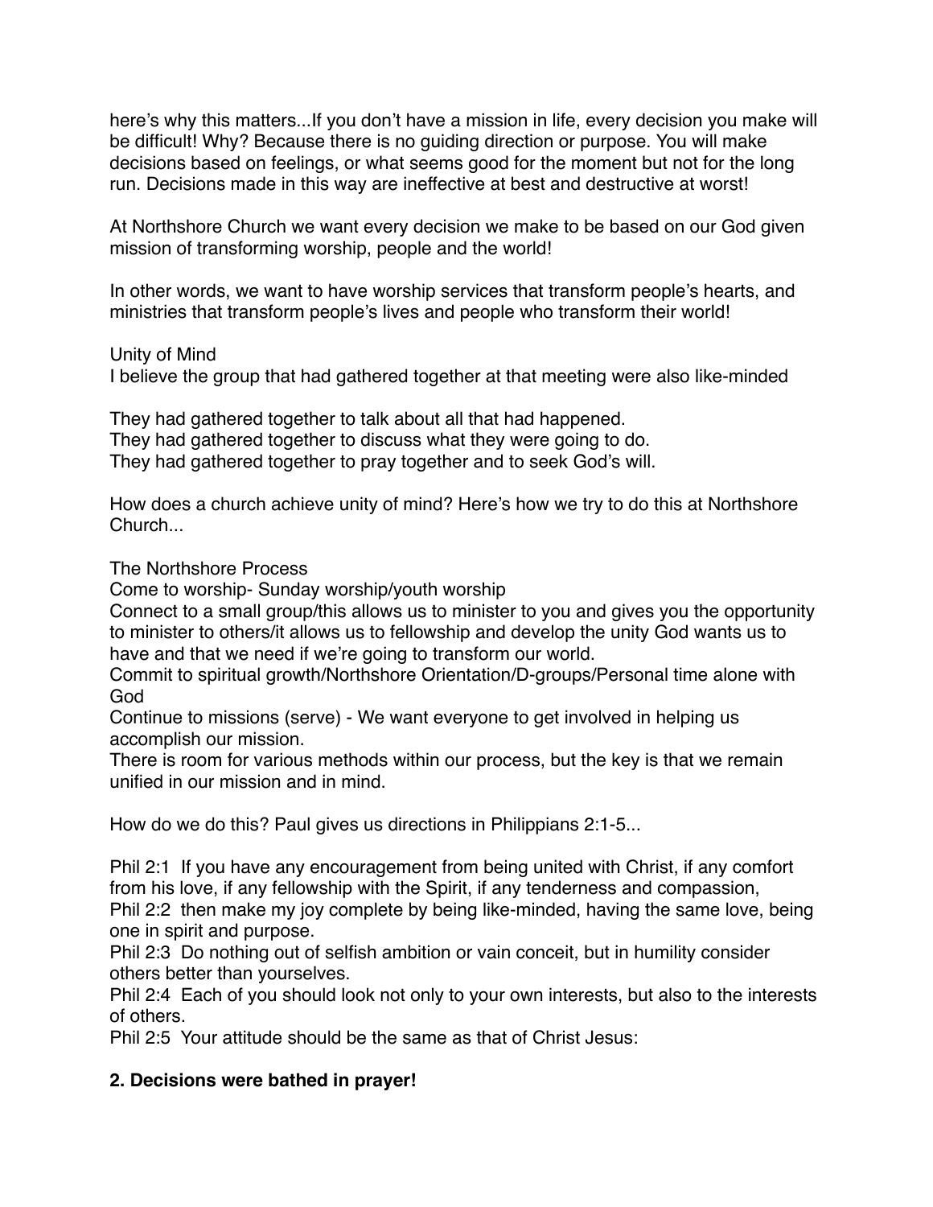here's why this matters...If you don't have a mission in life, every decision you make will be difficult! Why? Because there is no guiding direction or purpose. You will make decisions based on feelings, or what seems good for the moment but not for the long run. Decisions made in this way are ineffective at best and destructive at worst!

At Northshore Church we want every decision we make to be based on our God given mission of transforming worship, people and the world!

In other words, we want to have worship services that transform people's hearts, and ministries that transform people's lives and people who transform their world!

Unity of Mind
I believe the group that had gathered together at that meeting were also like-minded

They had gathered together to talk about all that had happened.
They had gathered together to discuss what they were going to do.
They had gathered together to pray together and to seek God's will.

How does a church achieve unity of mind? Here's how we try to do this at Northshore Church...

The Northshore Process
Come to worship- Sunday worship/youth worship
Connect to a small group/this allows us to minister to you and gives you the opportunity to minister to others/it allows us to fellowship and develop the unity God wants us to have and that we need if we're going to transform our world.
Commit to spiritual growth/Northshore Orientation/D-groups/Personal time alone with God
Continue to missions (serve) - We want everyone to get involved in helping us accomplish our mission.
There is room for various methods within our process, but the key is that we remain unified in our mission and in mind.

How do we do this? Paul gives us directions in Philippians 2:1-5...

Phil 2:1 If you have any encouragement from being united with Christ, if any comfort from his love, if any fellowship with the Spirit, if any tenderness and compassion,
Phil 2:2 then make my joy complete by being like-minded, having the same love, being one in spirit and purpose.
Phil 2:3 Do nothing out of selfish ambition or vain conceit, but in humility consider others better than yourselves.
Phil 2:4 Each of you should look not only to your own interests, but also to the interests of others.
Phil 2:5 Your attitude should be the same as that of Christ Jesus:

**2. Decisions were bathed in prayer!**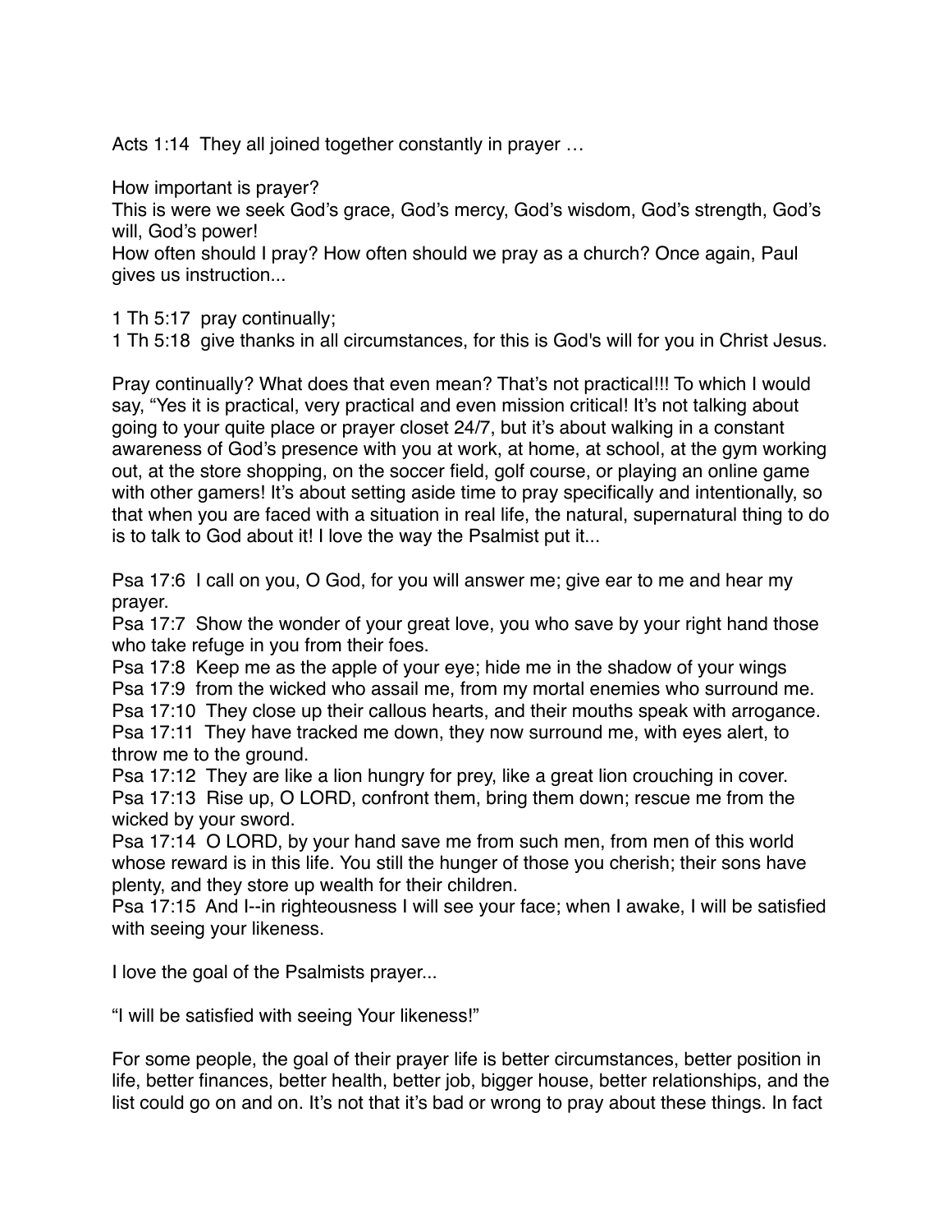Acts 1:14 They all joined together constantly in prayer …

How important is prayer?
This is were we seek God's grace, God's mercy, God's wisdom, God's strength, God's will, God's power!
How often should I pray? How often should we pray as a church? Once again, Paul gives us instruction...

1 Th 5:17 pray continually;
1 Th 5:18 give thanks in all circumstances, for this is God's will for you in Christ Jesus.

Pray continually? What does that even mean? That's not practical!!! To which I would say, "Yes it is practical, very practical and even mission critical! It's not talking about going to your quite place or prayer closet 24/7, but it's about walking in a constant awareness of God's presence with you at work, at home, at school, at the gym working out, at the store shopping, on the soccer field, golf course, or playing an online game with other gamers! It's about setting aside time to pray specifically and intentionally, so that when you are faced with a situation in real life, the natural, supernatural thing to do is to talk to God about it! I love the way the Psalmist put it...

Psa 17:6 I call on you, O God, for you will answer me; give ear to me and hear my prayer.
Psa 17:7 Show the wonder of your great love, you who save by your right hand those who take refuge in you from their foes.
Psa 17:8 Keep me as the apple of your eye; hide me in the shadow of your wings
Psa 17:9 from the wicked who assail me, from my mortal enemies who surround me.
Psa 17:10 They close up their callous hearts, and their mouths speak with arrogance.
Psa 17:11 They have tracked me down, they now surround me, with eyes alert, to throw me to the ground.
Psa 17:12 They are like a lion hungry for prey, like a great lion crouching in cover.
Psa 17:13 Rise up, O LORD, confront them, bring them down; rescue me from the wicked by your sword.
Psa 17:14 O LORD, by your hand save me from such men, from men of this world whose reward is in this life. You still the hunger of those you cherish; their sons have plenty, and they store up wealth for their children.
Psa 17:15 And I--in righteousness I will see your face; when I awake, I will be satisfied with seeing your likeness.

I love the goal of the Psalmists prayer...

"I will be satisfied with seeing Your likeness!"

For some people, the goal of their prayer life is better circumstances, better position in life, better finances, better health, better job, bigger house, better relationships, and the list could go on and on. It's not that it's bad or wrong to pray about these things. In fact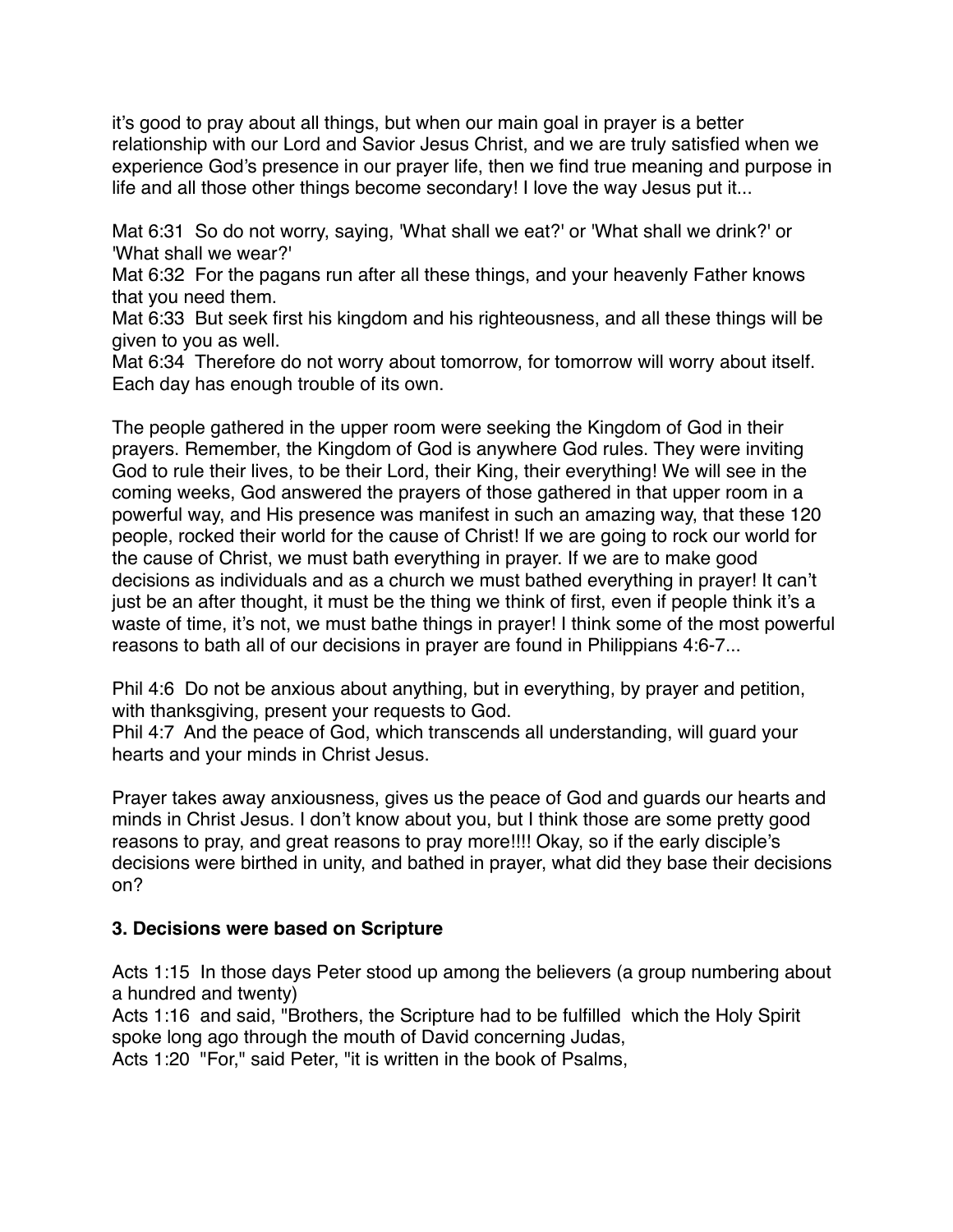it's good to pray about all things, but when our main goal in prayer is a better relationship with our Lord and Savior Jesus Christ, and we are truly satisfied when we experience God's presence in our prayer life, then we find true meaning and purpose in life and all those other things become secondary! I love the way Jesus put it...

Mat 6:31 So do not worry, saying, 'What shall we eat?' or 'What shall we drink?' or 'What shall we wear?'
Mat 6:32 For the pagans run after all these things, and your heavenly Father knows that you need them.
Mat 6:33 But seek first his kingdom and his righteousness, and all these things will be given to you as well.
Mat 6:34 Therefore do not worry about tomorrow, for tomorrow will worry about itself. Each day has enough trouble of its own.

The people gathered in the upper room were seeking the Kingdom of God in their prayers. Remember, the Kingdom of God is anywhere God rules. They were inviting God to rule their lives, to be their Lord, their King, their everything! We will see in the coming weeks, God answered the prayers of those gathered in that upper room in a powerful way, and His presence was manifest in such an amazing way, that these 120 people, rocked their world for the cause of Christ! If we are going to rock our world for the cause of Christ, we must bath everything in prayer. If we are to make good decisions as individuals and as a church we must bathed everything in prayer! It can't just be an after thought, it must be the thing we think of first, even if people think it's a waste of time, it's not, we must bathe things in prayer! I think some of the most powerful reasons to bath all of our decisions in prayer are found in Philippians 4:6-7...

Phil 4:6 Do not be anxious about anything, but in everything, by prayer and petition, with thanksgiving, present your requests to God.
Phil 4:7 And the peace of God, which transcends all understanding, will guard your hearts and your minds in Christ Jesus.

Prayer takes away anxiousness, gives us the peace of God and guards our hearts and minds in Christ Jesus. I don't know about you, but I think those are some pretty good reasons to pray, and great reasons to pray more!!!! Okay, so if the early disciple's decisions were birthed in unity, and bathed in prayer, what did they base their decisions on?

**3. Decisions were based on Scripture**

Acts 1:15 In those days Peter stood up among the believers (a group numbering about a hundred and twenty)
Acts 1:16 and said, "Brothers, the Scripture had to be fulfilled which the Holy Spirit spoke long ago through the mouth of David concerning Judas,
Acts 1:20 "For," said Peter, "it is written in the book of Psalms,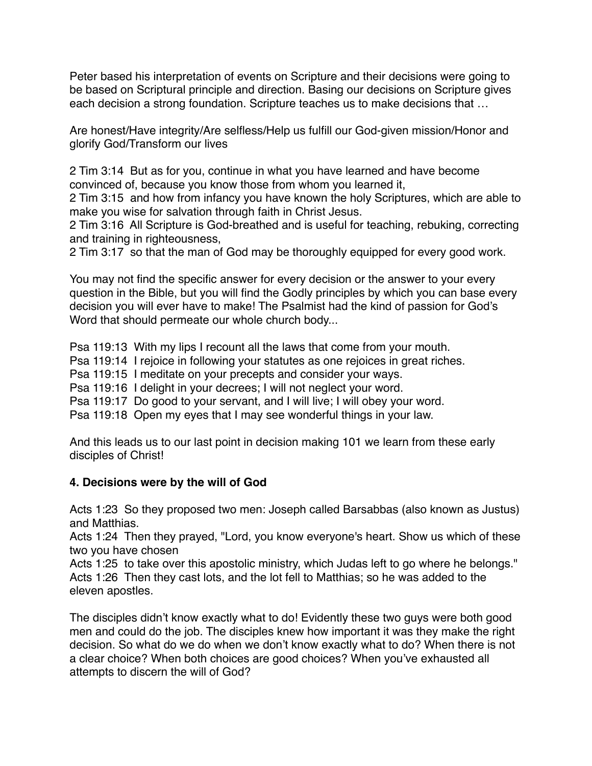Peter based his interpretation of events on Scripture and their decisions were going to be based on Scriptural principle and direction. Basing our decisions on Scripture gives each decision a strong foundation. Scripture teaches us to make decisions that …

Are honest/Have integrity/Are selfless/Help us fulfill our God-given mission/Honor and glorify God/Transform our lives

2 Tim 3:14  But as for you, continue in what you have learned and have become convinced of, because you know those from whom you learned it,
2 Tim 3:15  and how from infancy you have known the holy Scriptures, which are able to make you wise for salvation through faith in Christ Jesus.
2 Tim 3:16  All Scripture is God-breathed and is useful for teaching, rebuking, correcting and training in righteousness,
2 Tim 3:17  so that the man of God may be thoroughly equipped for every good work.

You may not find the specific answer for every decision or the answer to your every question in the Bible, but you will find the Godly principles by which you can base every decision you will ever have to make! The Psalmist had the kind of passion for God's Word that should permeate our whole church body...

Psa 119:13  With my lips I recount all the laws that come from your mouth.
Psa 119:14  I rejoice in following your statutes as one rejoices in great riches.
Psa 119:15  I meditate on your precepts and consider your ways.
Psa 119:16  I delight in your decrees; I will not neglect your word.
Psa 119:17  Do good to your servant, and I will live; I will obey your word.
Psa 119:18  Open my eyes that I may see wonderful things in your law.

And this leads us to our last point in decision making 101 we learn from these early disciples of Christ!

**4. Decisions were by the will of God**

Acts 1:23  So they proposed two men: Joseph called Barsabbas (also known as Justus) and Matthias.
Acts 1:24  Then they prayed, "Lord, you know everyone's heart. Show us which of these two you have chosen
Acts 1:25  to take over this apostolic ministry, which Judas left to go where he belongs."
Acts 1:26  Then they cast lots, and the lot fell to Matthias; so he was added to the eleven apostles.

The disciples didn't know exactly what to do! Evidently these two guys were both good men and could do the job. The disciples knew how important it was they make the right decision. So what do we do when we don't know exactly what to do? When there is not a clear choice? When both choices are good choices? When you've exhausted all attempts to discern the will of God?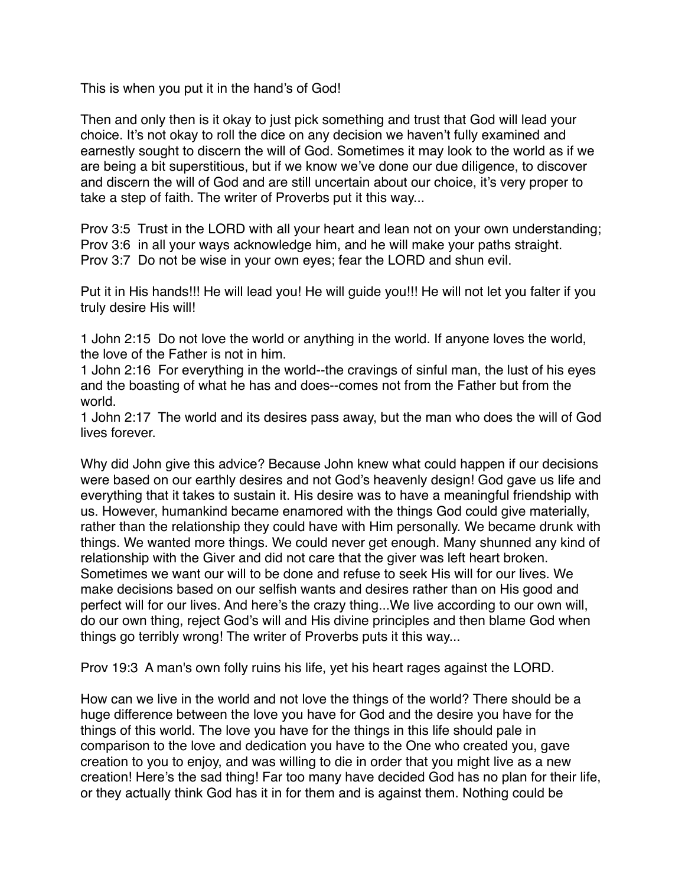This is when you put it in the hand's of God!

Then and only then is it okay to just pick something and trust that God will lead your choice. It's not okay to roll the dice on any decision we haven't fully examined and earnestly sought to discern the will of God. Sometimes it may look to the world as if we are being a bit superstitious, but if we know we've done our due diligence, to discover and discern the will of God and are still uncertain about our choice, it's very proper to take a step of faith. The writer of Proverbs put it this way...

Prov 3:5  Trust in the LORD with all your heart and lean not on your own understanding;
Prov 3:6  in all your ways acknowledge him, and he will make your paths straight.
Prov 3:7  Do not be wise in your own eyes; fear the LORD and shun evil.

Put it in His hands!!! He will lead you! He will guide you!!! He will not let you falter if you truly desire His will!

1 John 2:15  Do not love the world or anything in the world. If anyone loves the world, the love of the Father is not in him.
1 John 2:16  For everything in the world--the cravings of sinful man, the lust of his eyes and the boasting of what he has and does--comes not from the Father but from the world.
1 John 2:17  The world and its desires pass away, but the man who does the will of God lives forever.

Why did John give this advice? Because John knew what could happen if our decisions were based on our earthly desires and not God's heavenly design! God gave us life and everything that it takes to sustain it. His desire was to have a meaningful friendship with us. However, humankind became enamored with the things God could give materially, rather than the relationship they could have with Him personally. We became drunk with things. We wanted more things. We could never get enough. Many shunned any kind of relationship with the Giver and did not care that the giver was left heart broken. Sometimes we want our will to be done and refuse to seek His will for our lives. We make decisions based on our selfish wants and desires rather than on His good and perfect will for our lives. And here's the crazy thing...We live according to our own will, do our own thing, reject God's will and His divine principles and then blame God when things go terribly wrong! The writer of Proverbs puts it this way...

Prov 19:3  A man's own folly ruins his life, yet his heart rages against the LORD.

How can we live in the world and not love the things of the world? There should be a huge difference between the love you have for God and the desire you have for the things of this world. The love you have for the things in this life should pale in comparison to the love and dedication you have to the One who created you, gave creation to you to enjoy, and was willing to die in order that you might live as a new creation! Here's the sad thing! Far too many have decided God has no plan for their life, or they actually think God has it in for them and is against them. Nothing could be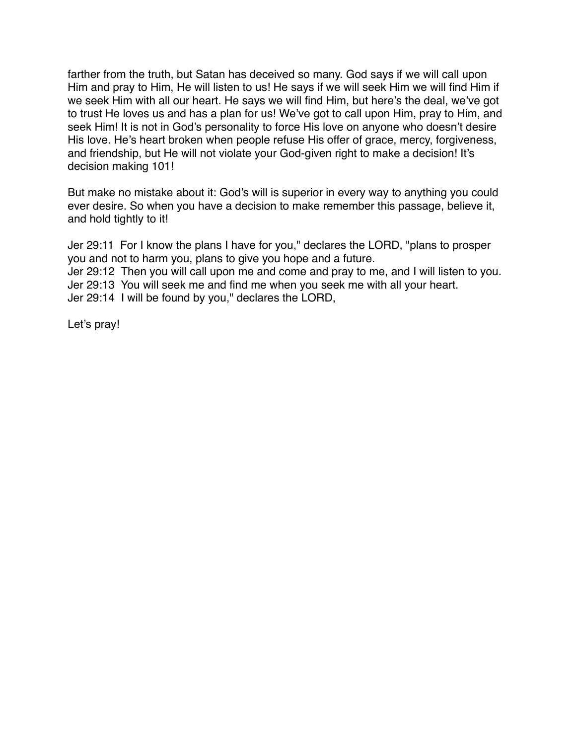farther from the truth, but Satan has deceived so many. God says if we will call upon Him and pray to Him, He will listen to us! He says if we will seek Him we will find Him if we seek Him with all our heart. He says we will find Him, but here's the deal, we've got to trust He loves us and has a plan for us! We've got to call upon Him, pray to Him, and seek Him! It is not in God's personality to force His love on anyone who doesn't desire His love. He's heart broken when people refuse His offer of grace, mercy, forgiveness, and friendship, but He will not violate your God-given right to make a decision! It's decision making 101!

But make no mistake about it: God's will is superior in every way to anything you could ever desire. So when you have a decision to make remember this passage, believe it, and hold tightly to it!

Jer 29:11 For I know the plans I have for you," declares the LORD, "plans to prosper you and not to harm you, plans to give you hope and a future.
Jer 29:12 Then you will call upon me and come and pray to me, and I will listen to you.
Jer 29:13 You will seek me and find me when you seek me with all your heart.
Jer 29:14 I will be found by you," declares the LORD,

Let's pray!